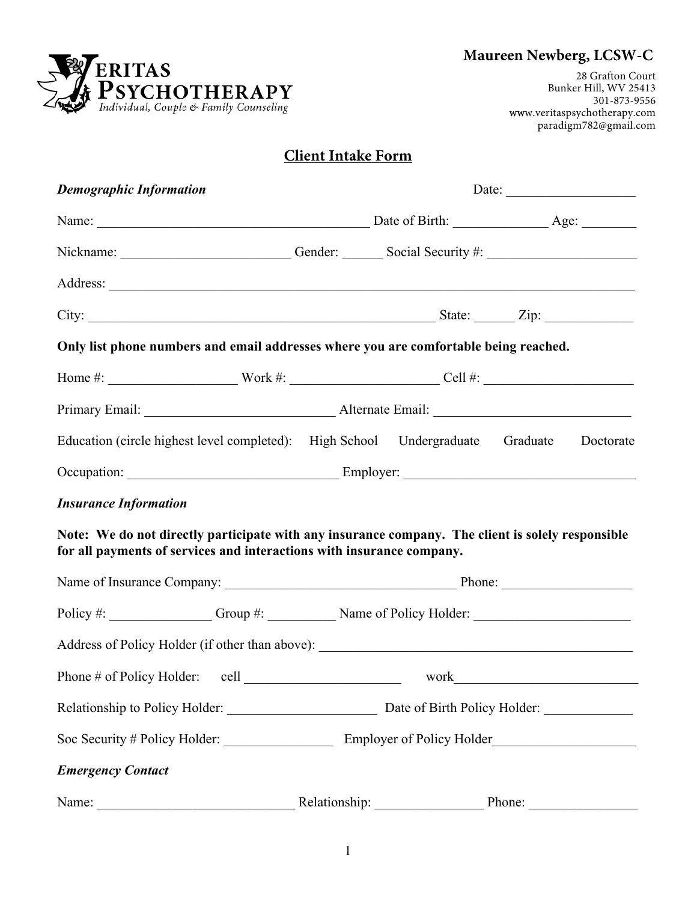# Veritas Psychotherapy

*Individual, Couple & Family Counseling*

**Maureen Newberg, LCSW-C**

28 Grafton Court
Bunker Hill, WV 25413
301-873-9556
www.veritaspsychotherapy.com
paradigm782@gmail.com

## Client Intake Form

***Demographic Information*** Date: ____________________

Name: ________________________________________ Date of Birth: ______________ Age: ________

Nickname: _________________________ Gender: ______ Social Security #: ______________________

Address: ________________________________________________________________________________

City: ____________________________________________________ State: ______ Zip: _____________

**Only list phone numbers and email addresses where you are comfortable being reached.**

Home #: ___________________ Work #: ______________________ Cell #: ______________________

Primary Email: ____________________________ Alternate Email: _____________________________

Education (circle highest level completed): High School Undergraduate Graduate Doctorate

Occupation: _______________________________ Employer: __________________________________

***Insurance Information***

**Note: We do not directly participate with any insurance company. The client is solely responsible for all payments of services and interactions with insurance company.**

Name of Insurance Company: __________________________________ Phone: ___________________

Policy #: _______________ Group #: __________ Name of Policy Holder: _______________________

Address of Policy Holder (if other than above): _______________________________________________

Phone # of Policy Holder: cell _______________________ work__________________________

Relationship to Policy Holder: ______________________ Date of Birth Policy Holder: _____________

Soc Security # Policy Holder: ________________ Employer of Policy Holder_____________________

***Emergency Contact***

Name: _____________________________ Relationship: ________________ Phone: ________________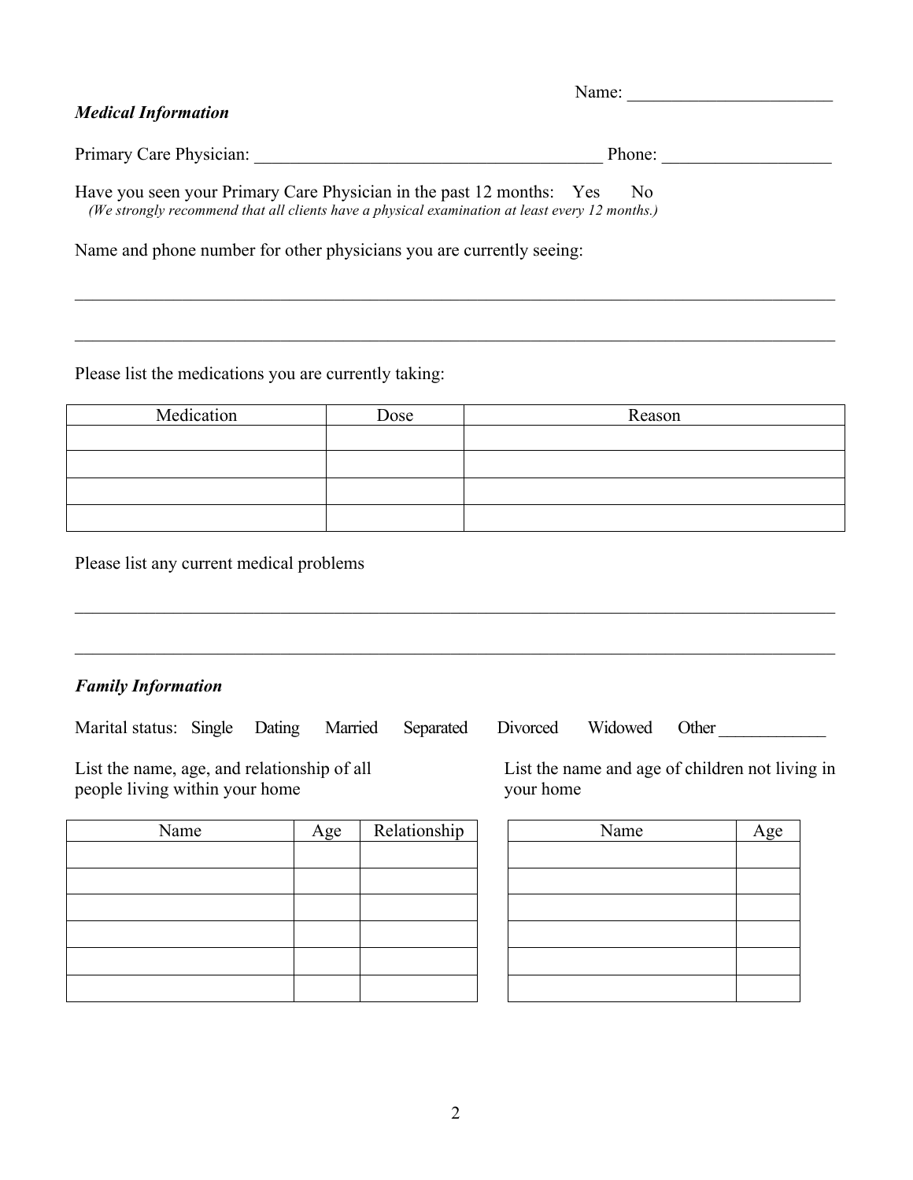Name: ______________________

***Medical Information***

Primary Care Physician: ______________________________________ Phone: __________________

Have you seen your Primary Care Physician in the past 12 months: Yes No
*(We strongly recommend that all clients have a physical examination at least every 12 months.)*

Name and phone number for other physicians you are currently seeing:

_____________________________________________________________________________________

_____________________________________________________________________________________

Please list the medications you are currently taking:

| Medication | Dose | Reason |
|---|---|---|
| | | |
| | | |
| | | |
| | | |

Please list any current medical problems

_____________________________________________________________________________________

_____________________________________________________________________________________

***Family Information***

Marital status: Single Dating Married Separated Divorced Widowed Other ____________

List the name, age, and relationship of all people living within your home

| Name | Age | Relationship |
|---|---|---|
| | | |
| | | |
| | | |
| | | |
| | | |
| | | |

List the name and age of children not living in your home

| Name | Age |
|---|---|
| | |
| | |
| | |
| | |
| | |
| | |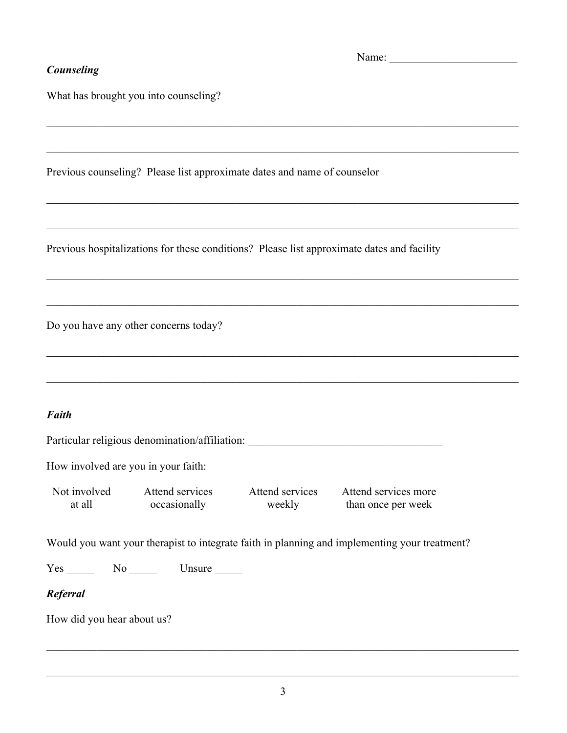Name: _______________________

***Counseling***

What has brought you into counseling?

_______________________________________________________________________________

_______________________________________________________________________________

Previous counseling? Please list approximate dates and name of counselor

_______________________________________________________________________________

_______________________________________________________________________________

Previous hospitalizations for these conditions? Please list approximate dates and facility

_______________________________________________________________________________

_______________________________________________________________________________

Do you have any other concerns today?

_______________________________________________________________________________

_______________________________________________________________________________

***Faith***

Particular religious denomination/affiliation: ___________________________________

How involved are you in your faith:

| | | | |
|---|---|---|---|
| Not involved at all | Attend services occasionally | Attend services weekly | Attend services more than once per week |

Would you want your therapist to integrate faith in planning and implementing your treatment?

Yes _____ No _____ Unsure _____

***Referral***

How did you hear about us?

_______________________________________________________________________________

_______________________________________________________________________________